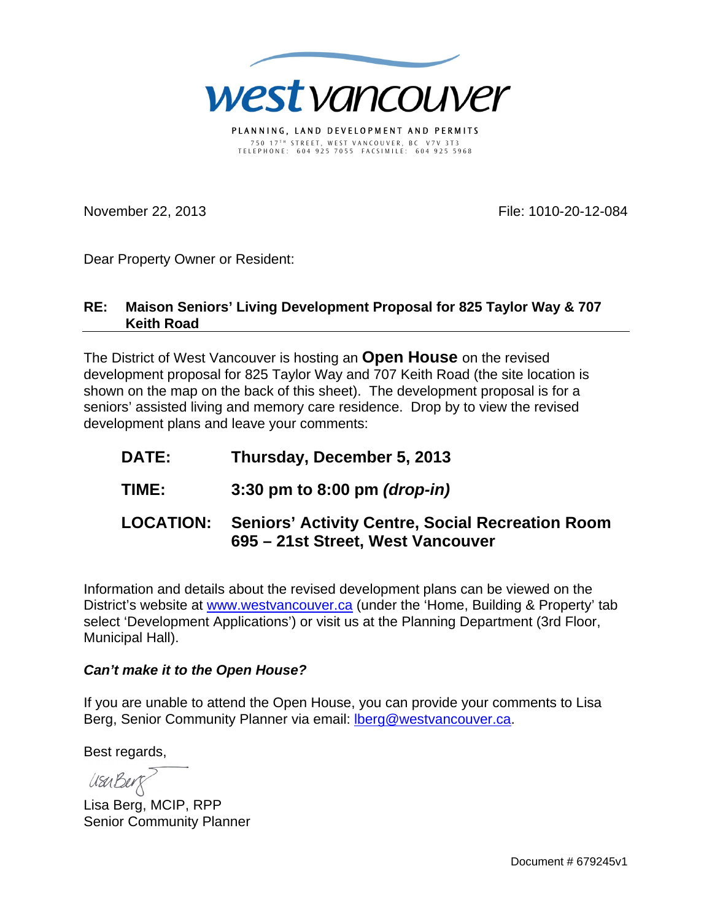# west vancouver

PLANNING, LAND DEVELOPMENT AND PERMITS

750 17TH STREET, WEST VANCOUVER, BC V7V 3T3
TELEPHONE: 604 925 7055 FACSIMILE: 604 925 5968

November 22, 2013

File: 1010-20-12-084

Dear Property Owner or Resident:

**RE: Maison Seniors' Living Development Proposal for 825 Taylor Way & 707 Keith Road**

The District of West Vancouver is hosting an **Open House** on the revised development proposal for 825 Taylor Way and 707 Keith Road (the site location is shown on the map on the back of this sheet). The development proposal is for a seniors' assisted living and memory care residence. Drop by to view the revised development plans and leave your comments:

**DATE:** **Thursday, December 5, 2013**

**TIME:** **3:30 pm to 8:00 pm *(drop-in)***

**LOCATION:** **Seniors' Activity Centre, Social Recreation Room**
**695 – 21st Street, West Vancouver**

Information and details about the revised development plans can be viewed on the District's website at www.westvancouver.ca (under the 'Home, Building & Property' tab select 'Development Applications') or visit us at the Planning Department (3rd Floor, Municipal Hall).

***Can't make it to the Open House?***

If you are unable to attend the Open House, you can provide your comments to Lisa Berg, Senior Community Planner via email: lberg@westvancouver.ca.

Best regards,

Lisa Berg

Lisa Berg, MCIP, RPP
Senior Community Planner

Document # 679245v1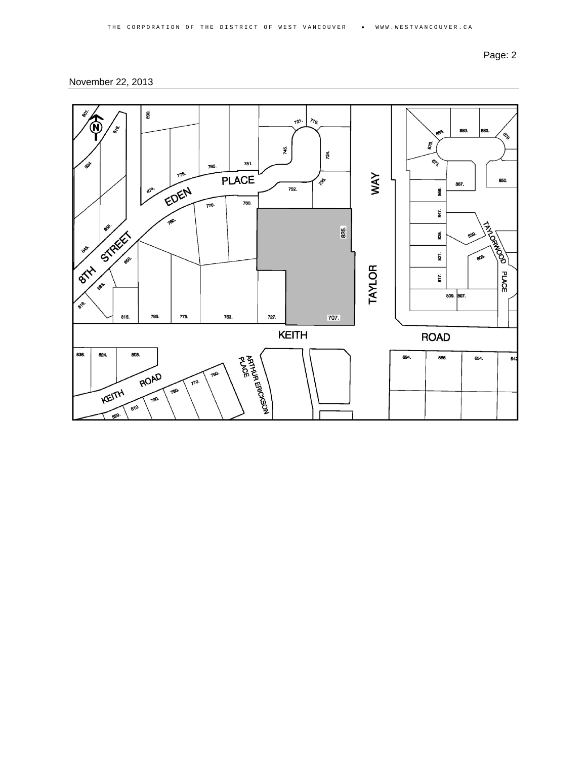November 22, 2013

EDEN PLACE

8TH STREET

TAYLOR WAY

TAYLORWOOD PLACE

KEITH ROAD

ARTHUR ERICKSON PLACE

825.

707.